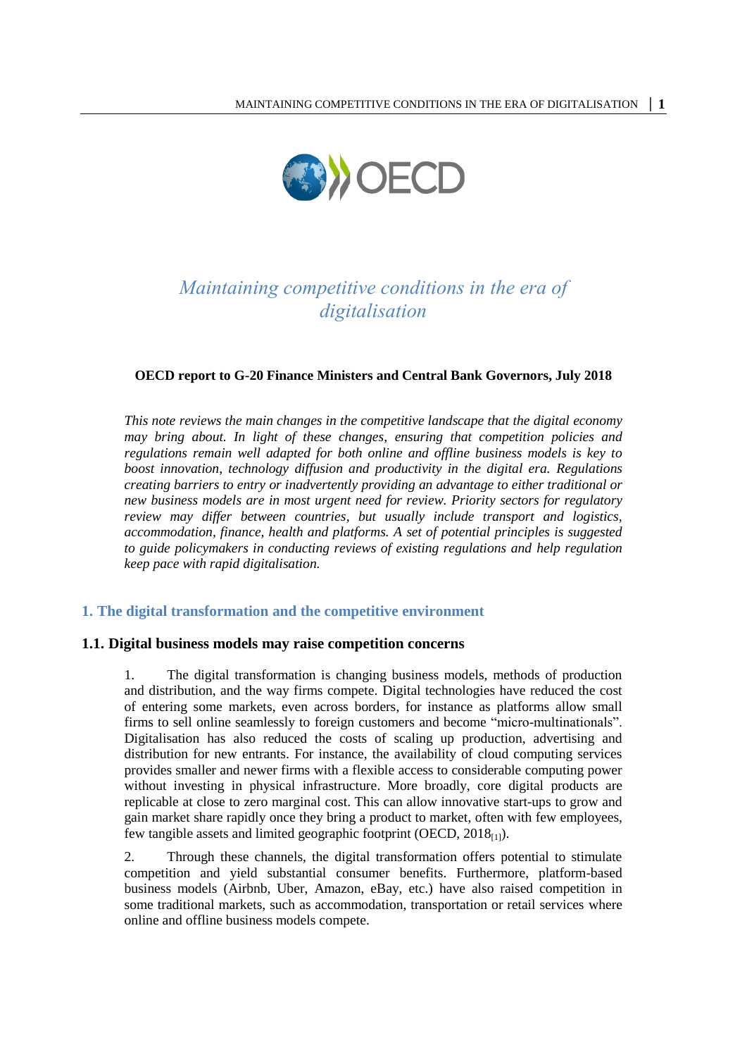# *Maintaining competitive conditions in the era of digitalisation*

**OECD report to G-20 Finance Ministers and Central Bank Governors, July 2018**

*This note reviews the main changes in the competitive landscape that the digital economy may bring about. In light of these changes, ensuring that competition policies and regulations remain well adapted for both online and offline business models is key to boost innovation, technology diffusion and productivity in the digital era. Regulations creating barriers to entry or inadvertently providing an advantage to either traditional or new business models are in most urgent need for review. Priority sectors for regulatory review may differ between countries, but usually include transport and logistics, accommodation, finance, health and platforms. A set of potential principles is suggested to guide policymakers in conducting reviews of existing regulations and help regulation keep pace with rapid digitalisation.*

## 1. The digital transformation and the competitive environment

### 1.1. Digital business models may raise competition concerns

1. The digital transformation is changing business models, methods of production and distribution, and the way firms compete. Digital technologies have reduced the cost of entering some markets, even across borders, for instance as platforms allow small firms to sell online seamlessly to foreign customers and become "micro-multinationals". Digitalisation has also reduced the costs of scaling up production, advertising and distribution for new entrants. For instance, the availability of cloud computing services provides smaller and newer firms with a flexible access to considerable computing power without investing in physical infrastructure. More broadly, core digital products are replicable at close to zero marginal cost. This can allow innovative start-ups to grow and gain market share rapidly once they bring a product to market, often with few employees, few tangible assets and limited geographic footprint (OECD, 2018[1]).

2. Through these channels, the digital transformation offers potential to stimulate competition and yield substantial consumer benefits. Furthermore, platform-based business models (Airbnb, Uber, Amazon, eBay, etc.) have also raised competition in some traditional markets, such as accommodation, transportation or retail services where online and offline business models compete.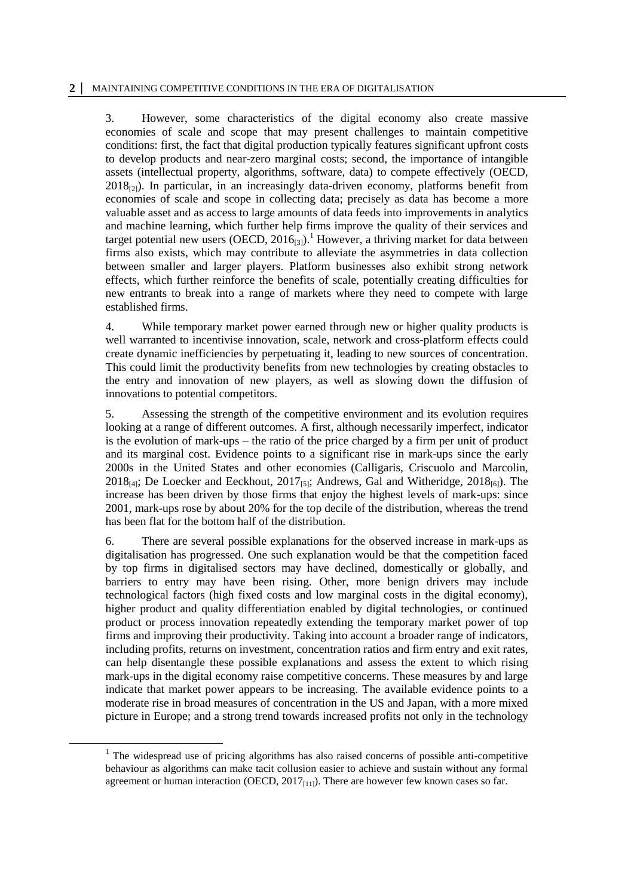3. However, some characteristics of the digital economy also create massive economies of scale and scope that may present challenges to maintain competitive conditions: first, the fact that digital production typically features significant upfront costs to develop products and near-zero marginal costs; second, the importance of intangible assets (intellectual property, algorithms, software, data) to compete effectively (OECD, 2018[2]). In particular, in an increasingly data-driven economy, platforms benefit from economies of scale and scope in collecting data; precisely as data has become a more valuable asset and as access to large amounts of data feeds into improvements in analytics and machine learning, which further help firms improve the quality of their services and target potential new users (OECD, 2016[3]).[1] However, a thriving market for data between firms also exists, which may contribute to alleviate the asymmetries in data collection between smaller and larger players. Platform businesses also exhibit strong network effects, which further reinforce the benefits of scale, potentially creating difficulties for new entrants to break into a range of markets where they need to compete with large established firms.

4. While temporary market power earned through new or higher quality products is well warranted to incentivise innovation, scale, network and cross-platform effects could create dynamic inefficiencies by perpetuating it, leading to new sources of concentration. This could limit the productivity benefits from new technologies by creating obstacles to the entry and innovation of new players, as well as slowing down the diffusion of innovations to potential competitors.

5. Assessing the strength of the competitive environment and its evolution requires looking at a range of different outcomes. A first, although necessarily imperfect, indicator is the evolution of mark-ups – the ratio of the price charged by a firm per unit of product and its marginal cost. Evidence points to a significant rise in mark-ups since the early 2000s in the United States and other economies (Calligaris, Criscuolo and Marcolin, 2018[4]; De Loecker and Eeckhout, 2017[5]; Andrews, Gal and Witheridge, 2018[6]). The increase has been driven by those firms that enjoy the highest levels of mark-ups: since 2001, mark-ups rose by about 20% for the top decile of the distribution, whereas the trend has been flat for the bottom half of the distribution.

6. There are several possible explanations for the observed increase in mark-ups as digitalisation has progressed. One such explanation would be that the competition faced by top firms in digitalised sectors may have declined, domestically or globally, and barriers to entry may have been rising. Other, more benign drivers may include technological factors (high fixed costs and low marginal costs in the digital economy), higher product and quality differentiation enabled by digital technologies, or continued product or process innovation repeatedly extending the temporary market power of top firms and improving their productivity. Taking into account a broader range of indicators, including profits, returns on investment, concentration ratios and firm entry and exit rates, can help disentangle these possible explanations and assess the extent to which rising mark-ups in the digital economy raise competitive concerns. These measures by and large indicate that market power appears to be increasing. The available evidence points to a moderate rise in broad measures of concentration in the US and Japan, with a more mixed picture in Europe; and a strong trend towards increased profits not only in the technology

[1] The widespread use of pricing algorithms has also raised concerns of possible anti-competitive behaviour as algorithms can make tacit collusion easier to achieve and sustain without any formal agreement or human interaction (OECD, 2017[11]). There are however few known cases so far.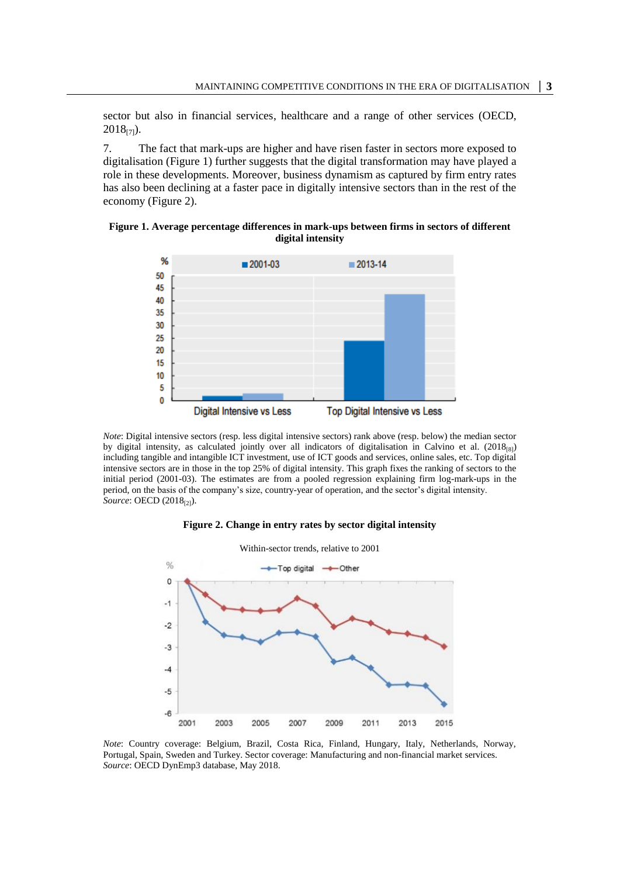sector but also in financial services, healthcare and a range of other services (OECD, 2018[7]).

7. The fact that mark-ups are higher and have risen faster in sectors more exposed to digitalisation (Figure 1) further suggests that the digital transformation may have played a role in these developments. Moreover, business dynamism as captured by firm entry rates has also been declining at a faster pace in digitally intensive sectors than in the rest of the economy (Figure 2).

**Figure 1. Average percentage differences in mark-ups between firms in sectors of different digital intensity**

*Note*: Digital intensive sectors (resp. less digital intensive sectors) rank above (resp. below) the median sector by digital intensity, as calculated jointly over all indicators of digitalisation in Calvino et al. (2018[8]) including tangible and intangible ICT investment, use of ICT goods and services, online sales, etc. Top digital intensive sectors are in those in the top 25% of digital intensity. This graph fixes the ranking of sectors to the initial period (2001-03). The estimates are from a pooled regression explaining firm log-mark-ups in the period, on the basis of the company's size, country-year of operation, and the sector's digital intensity.
*Source*: OECD (2018[2]).

**Figure 2. Change in entry rates by sector digital intensity**

Within-sector trends, relative to 2001

*Note*: Country coverage: Belgium, Brazil, Costa Rica, Finland, Hungary, Italy, Netherlands, Norway, Portugal, Spain, Sweden and Turkey. Sector coverage: Manufacturing and non-financial market services.
*Source*: OECD DynEmp3 database, May 2018.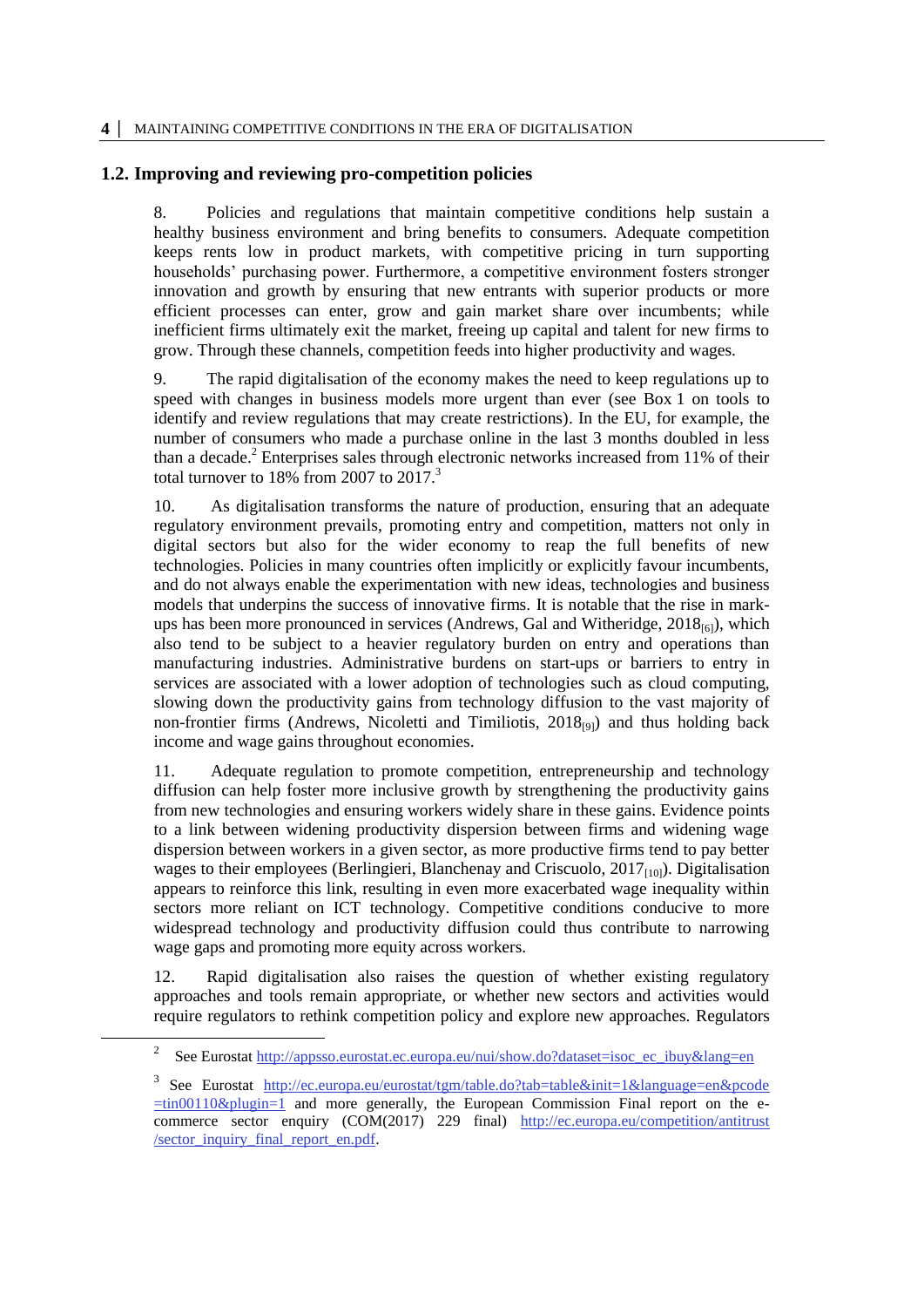## 1.2. Improving and reviewing pro-competition policies

8. Policies and regulations that maintain competitive conditions help sustain a healthy business environment and bring benefits to consumers. Adequate competition keeps rents low in product markets, with competitive pricing in turn supporting households' purchasing power. Furthermore, a competitive environment fosters stronger innovation and growth by ensuring that new entrants with superior products or more efficient processes can enter, grow and gain market share over incumbents; while inefficient firms ultimately exit the market, freeing up capital and talent for new firms to grow. Through these channels, competition feeds into higher productivity and wages.

9. The rapid digitalisation of the economy makes the need to keep regulations up to speed with changes in business models more urgent than ever (see Box 1 on tools to identify and review regulations that may create restrictions). In the EU, for example, the number of consumers who made a purchase online in the last 3 months doubled in less than a decade.[2] Enterprises sales through electronic networks increased from 11% of their total turnover to 18% from 2007 to 2017.[3]

10. As digitalisation transforms the nature of production, ensuring that an adequate regulatory environment prevails, promoting entry and competition, matters not only in digital sectors but also for the wider economy to reap the full benefits of new technologies. Policies in many countries often implicitly or explicitly favour incumbents, and do not always enable the experimentation with new ideas, technologies and business models that underpins the success of innovative firms. It is notable that the rise in mark-ups has been more pronounced in services (Andrews, Gal and Witheridge, 2018[6]), which also tend to be subject to a heavier regulatory burden on entry and operations than manufacturing industries. Administrative burdens on start-ups or barriers to entry in services are associated with a lower adoption of technologies such as cloud computing, slowing down the productivity gains from technology diffusion to the vast majority of non-frontier firms (Andrews, Nicoletti and Timiliotis, 2018[9]) and thus holding back income and wage gains throughout economies.

11. Adequate regulation to promote competition, entrepreneurship and technology diffusion can help foster more inclusive growth by strengthening the productivity gains from new technologies and ensuring workers widely share in these gains. Evidence points to a link between widening productivity dispersion between firms and widening wage dispersion between workers in a given sector, as more productive firms tend to pay better wages to their employees (Berlingieri, Blanchenay and Criscuolo, 2017[10]). Digitalisation appears to reinforce this link, resulting in even more exacerbated wage inequality within sectors more reliant on ICT technology. Competitive conditions conducive to more widespread technology and productivity diffusion could thus contribute to narrowing wage gaps and promoting more equity across workers.

12. Rapid digitalisation also raises the question of whether existing regulatory approaches and tools remain appropriate, or whether new sectors and activities would require regulators to rethink competition policy and explore new approaches. Regulators

---

[2] See Eurostat http://appsso.eurostat.ec.europa.eu/nui/show.do?dataset=isoc_ec_ibuy&lang=en

[3] See Eurostat http://ec.europa.eu/eurostat/tgm/table.do?tab=table&init=1&language=en&pcode=tin00110&plugin=1 and more generally, the European Commission Final report on the e-commerce sector enquiry (COM(2017) 229 final) http://ec.europa.eu/competition/antitrust/sector_inquiry_final_report_en.pdf.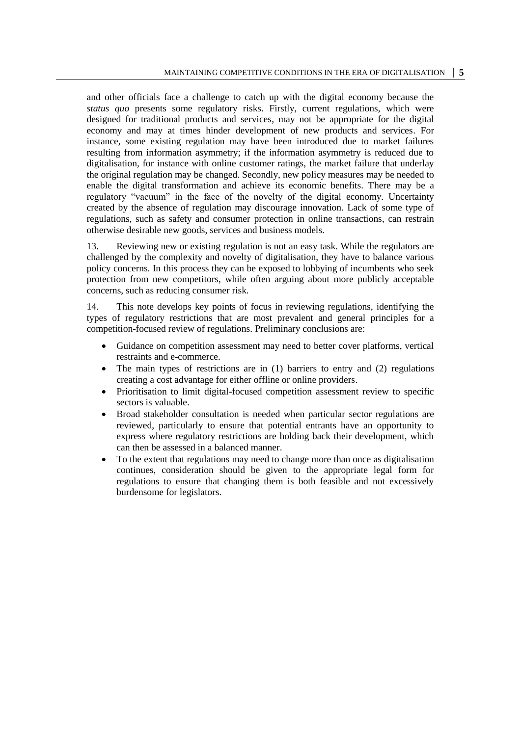and other officials face a challenge to catch up with the digital economy because the *status quo* presents some regulatory risks. Firstly, current regulations, which were designed for traditional products and services, may not be appropriate for the digital economy and may at times hinder development of new products and services. For instance, some existing regulation may have been introduced due to market failures resulting from information asymmetry; if the information asymmetry is reduced due to digitalisation, for instance with online customer ratings, the market failure that underlay the original regulation may be changed. Secondly, new policy measures may be needed to enable the digital transformation and achieve its economic benefits. There may be a regulatory "vacuum" in the face of the novelty of the digital economy. Uncertainty created by the absence of regulation may discourage innovation. Lack of some type of regulations, such as safety and consumer protection in online transactions, can restrain otherwise desirable new goods, services and business models.

13. Reviewing new or existing regulation is not an easy task. While the regulators are challenged by the complexity and novelty of digitalisation, they have to balance various policy concerns. In this process they can be exposed to lobbying of incumbents who seek protection from new competitors, while often arguing about more publicly acceptable concerns, such as reducing consumer risk.

14. This note develops key points of focus in reviewing regulations, identifying the types of regulatory restrictions that are most prevalent and general principles for a competition-focused review of regulations. Preliminary conclusions are:

- Guidance on competition assessment may need to better cover platforms, vertical restraints and e-commerce.
- The main types of restrictions are in (1) barriers to entry and (2) regulations creating a cost advantage for either offline or online providers.
- Prioritisation to limit digital-focused competition assessment review to specific sectors is valuable.
- Broad stakeholder consultation is needed when particular sector regulations are reviewed, particularly to ensure that potential entrants have an opportunity to express where regulatory restrictions are holding back their development, which can then be assessed in a balanced manner.
- To the extent that regulations may need to change more than once as digitalisation continues, consideration should be given to the appropriate legal form for regulations to ensure that changing them is both feasible and not excessively burdensome for legislators.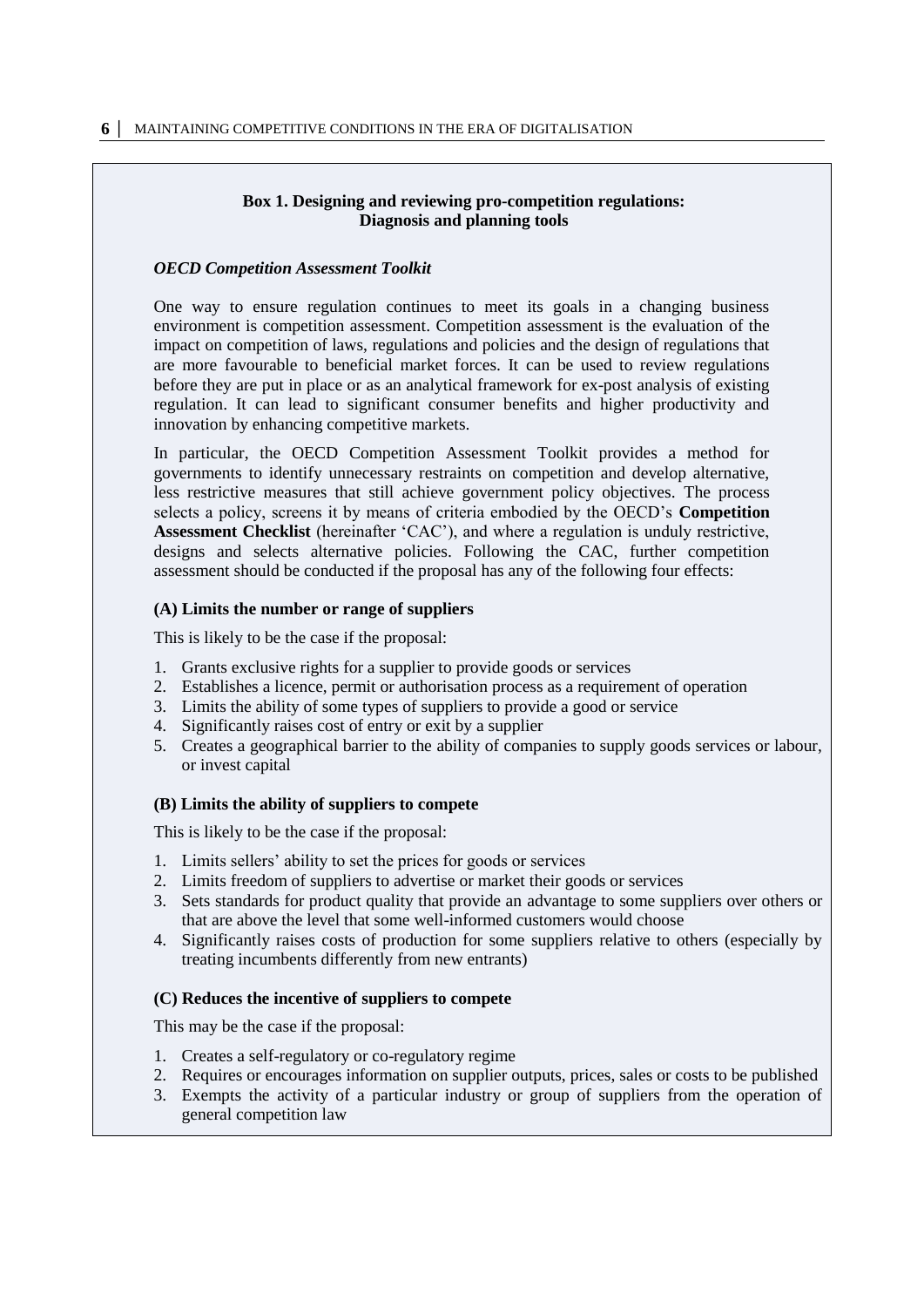### Box 1. Designing and reviewing pro-competition regulations: Diagnosis and planning tools

#### *OECD Competition Assessment Toolkit*

One way to ensure regulation continues to meet its goals in a changing business environment is competition assessment. Competition assessment is the evaluation of the impact on competition of laws, regulations and policies and the design of regulations that are more favourable to beneficial market forces. It can be used to review regulations before they are put in place or as an analytical framework for ex-post analysis of existing regulation. It can lead to significant consumer benefits and higher productivity and innovation by enhancing competitive markets.

In particular, the OECD Competition Assessment Toolkit provides a method for governments to identify unnecessary restraints on competition and develop alternative, less restrictive measures that still achieve government policy objectives. The process selects a policy, screens it by means of criteria embodied by the OECD's **Competition Assessment Checklist** (hereinafter 'CAC'), and where a regulation is unduly restrictive, designs and selects alternative policies. Following the CAC, further competition assessment should be conducted if the proposal has any of the following four effects:

**(A) Limits the number or range of suppliers**

This is likely to be the case if the proposal:

1. Grants exclusive rights for a supplier to provide goods or services
2. Establishes a licence, permit or authorisation process as a requirement of operation
3. Limits the ability of some types of suppliers to provide a good or service
4. Significantly raises cost of entry or exit by a supplier
5. Creates a geographical barrier to the ability of companies to supply goods services or labour, or invest capital

**(B) Limits the ability of suppliers to compete**

This is likely to be the case if the proposal:

1. Limits sellers' ability to set the prices for goods or services
2. Limits freedom of suppliers to advertise or market their goods or services
3. Sets standards for product quality that provide an advantage to some suppliers over others or that are above the level that some well-informed customers would choose
4. Significantly raises costs of production for some suppliers relative to others (especially by treating incumbents differently from new entrants)

**(C) Reduces the incentive of suppliers to compete**

This may be the case if the proposal:

1. Creates a self-regulatory or co-regulatory regime
2. Requires or encourages information on supplier outputs, prices, sales or costs to be published
3. Exempts the activity of a particular industry or group of suppliers from the operation of general competition law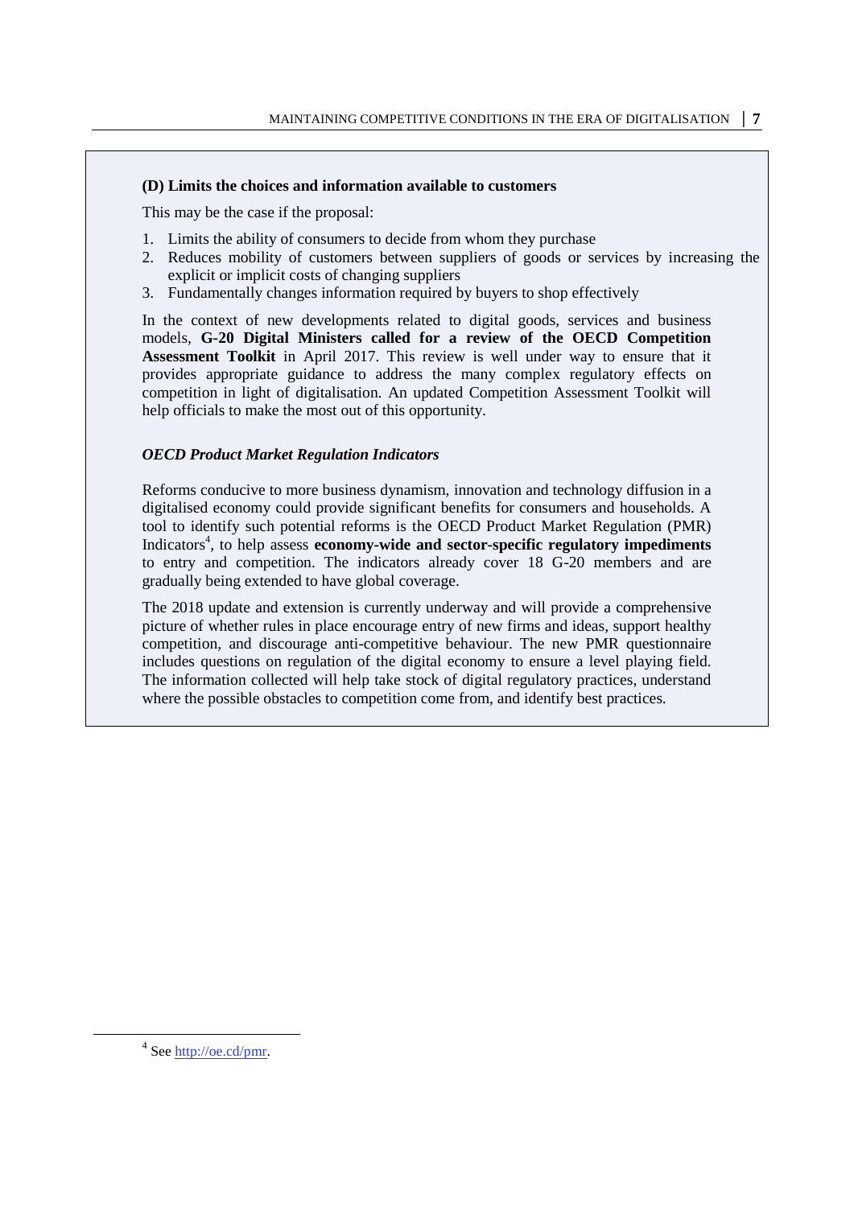**(D) Limits the choices and information available to customers**

This may be the case if the proposal:

1. Limits the ability of consumers to decide from whom they purchase
2. Reduces mobility of customers between suppliers of goods or services by increasing the explicit or implicit costs of changing suppliers
3. Fundamentally changes information required by buyers to shop effectively

In the context of new developments related to digital goods, services and business models, **G-20 Digital Ministers called for a review of the OECD Competition Assessment Toolkit** in April 2017. This review is well under way to ensure that it provides appropriate guidance to address the many complex regulatory effects on competition in light of digitalisation. An updated Competition Assessment Toolkit will help officials to make the most out of this opportunity.

***OECD Product Market Regulation Indicators***

Reforms conducive to more business dynamism, innovation and technology diffusion in a digitalised economy could provide significant benefits for consumers and households. A tool to identify such potential reforms is the OECD Product Market Regulation (PMR) Indicators[4], to help assess **economy-wide and sector-specific regulatory impediments** to entry and competition. The indicators already cover 18 G-20 members and are gradually being extended to have global coverage.

The 2018 update and extension is currently underway and will provide a comprehensive picture of whether rules in place encourage entry of new firms and ideas, support healthy competition, and discourage anti-competitive behaviour. The new PMR questionnaire includes questions on regulation of the digital economy to ensure a level playing field. The information collected will help take stock of digital regulatory practices, understand where the possible obstacles to competition come from, and identify best practices.

[4] See http://oe.cd/pmr.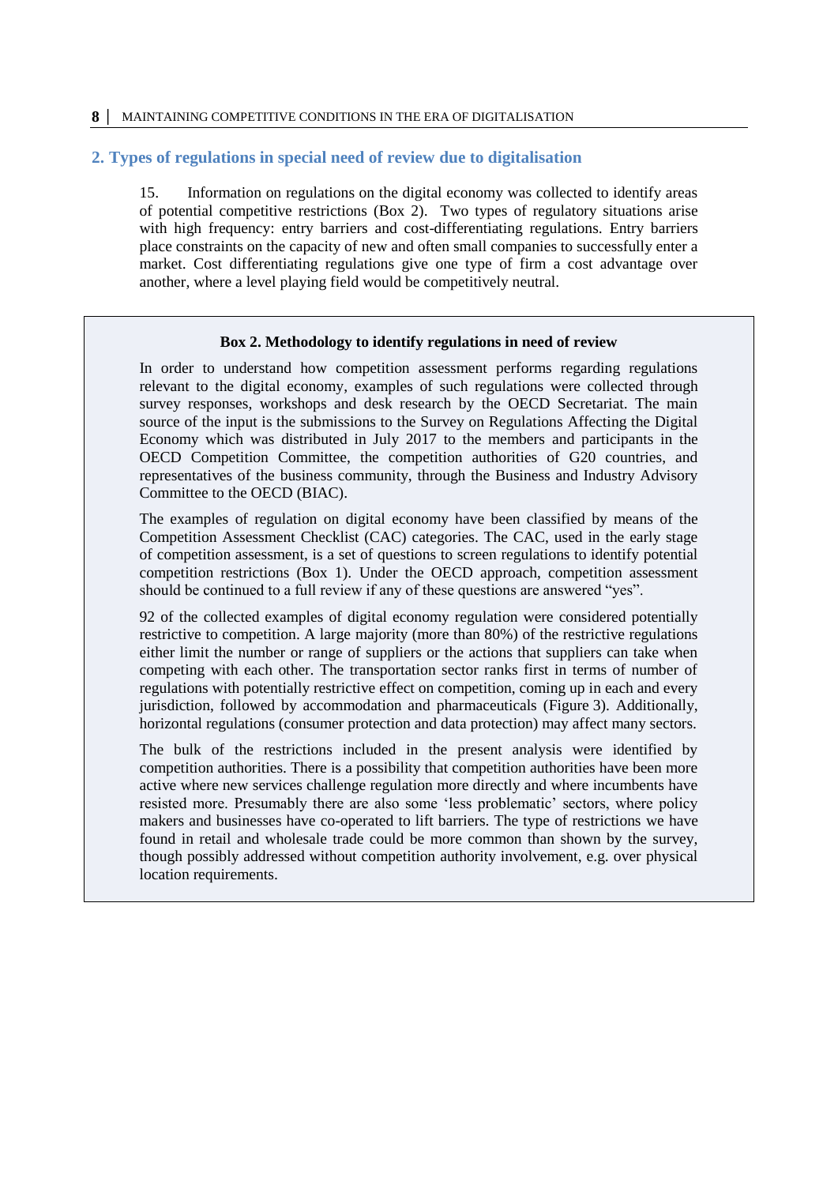## 2. Types of regulations in special need of review due to digitalisation

15. Information on regulations on the digital economy was collected to identify areas of potential competitive restrictions (Box 2). Two types of regulatory situations arise with high frequency: entry barriers and cost-differentiating regulations. Entry barriers place constraints on the capacity of new and often small companies to successfully enter a market. Cost differentiating regulations give one type of firm a cost advantage over another, where a level playing field would be competitively neutral.

> **Box 2. Methodology to identify regulations in need of review**
>
> In order to understand how competition assessment performs regarding regulations relevant to the digital economy, examples of such regulations were collected through survey responses, workshops and desk research by the OECD Secretariat. The main source of the input is the submissions to the Survey on Regulations Affecting the Digital Economy which was distributed in July 2017 to the members and participants in the OECD Competition Committee, the competition authorities of G20 countries, and representatives of the business community, through the Business and Industry Advisory Committee to the OECD (BIAC).
>
> The examples of regulation on digital economy have been classified by means of the Competition Assessment Checklist (CAC) categories. The CAC, used in the early stage of competition assessment, is a set of questions to screen regulations to identify potential competition restrictions (Box 1). Under the OECD approach, competition assessment should be continued to a full review if any of these questions are answered "yes".
>
> 92 of the collected examples of digital economy regulation were considered potentially restrictive to competition. A large majority (more than 80%) of the restrictive regulations either limit the number or range of suppliers or the actions that suppliers can take when competing with each other. The transportation sector ranks first in terms of number of regulations with potentially restrictive effect on competition, coming up in each and every jurisdiction, followed by accommodation and pharmaceuticals (Figure 3). Additionally, horizontal regulations (consumer protection and data protection) may affect many sectors.
>
> The bulk of the restrictions included in the present analysis were identified by competition authorities. There is a possibility that competition authorities have been more active where new services challenge regulation more directly and where incumbents have resisted more. Presumably there are also some 'less problematic' sectors, where policy makers and businesses have co-operated to lift barriers. The type of restrictions we have found in retail and wholesale trade could be more common than shown by the survey, though possibly addressed without competition authority involvement, e.g. over physical location requirements.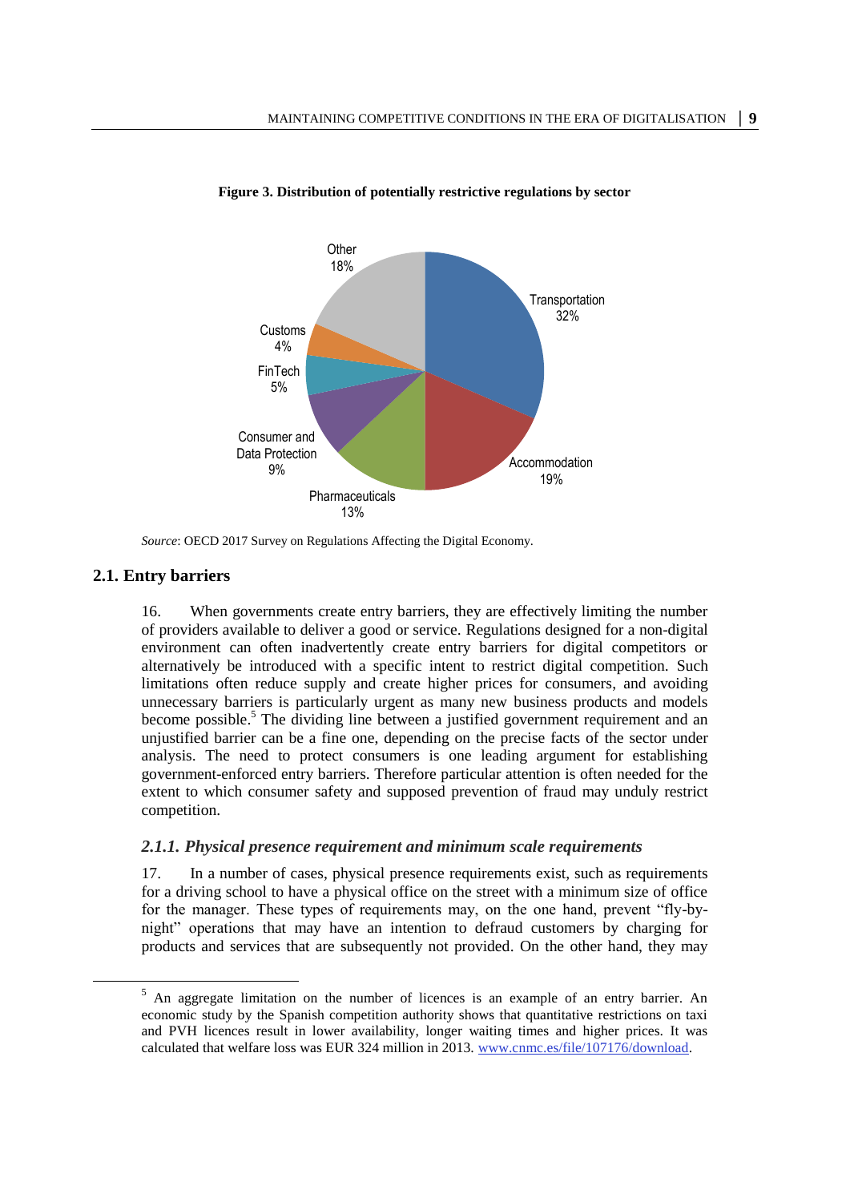**Figure 3. Distribution of potentially restrictive regulations by sector**

*Source*: OECD 2017 Survey on Regulations Affecting the Digital Economy.

## 2.1. Entry barriers

16. When governments create entry barriers, they are effectively limiting the number of providers available to deliver a good or service. Regulations designed for a non-digital environment can often inadvertently create entry barriers for digital competitors or alternatively be introduced with a specific intent to restrict digital competition. Such limitations often reduce supply and create higher prices for consumers, and avoiding unnecessary barriers is particularly urgent as many new business products and models become possible.[5] The dividing line between a justified government requirement and an unjustified barrier can be a fine one, depending on the precise facts of the sector under analysis. The need to protect consumers is one leading argument for establishing government-enforced entry barriers. Therefore particular attention is often needed for the extent to which consumer safety and supposed prevention of fraud may unduly restrict competition.

### *2.1.1. Physical presence requirement and minimum scale requirements*

17. In a number of cases, physical presence requirements exist, such as requirements for a driving school to have a physical office on the street with a minimum size of office for the manager. These types of requirements may, on the one hand, prevent "fly-by-night" operations that may have an intention to defraud customers by charging for products and services that are subsequently not provided. On the other hand, they may

[5] An aggregate limitation on the number of licences is an example of an entry barrier. An economic study by the Spanish competition authority shows that quantitative restrictions on taxi and PVH licences result in lower availability, longer waiting times and higher prices. It was calculated that welfare loss was EUR 324 million in 2013. www.cnmc.es/file/107176/download.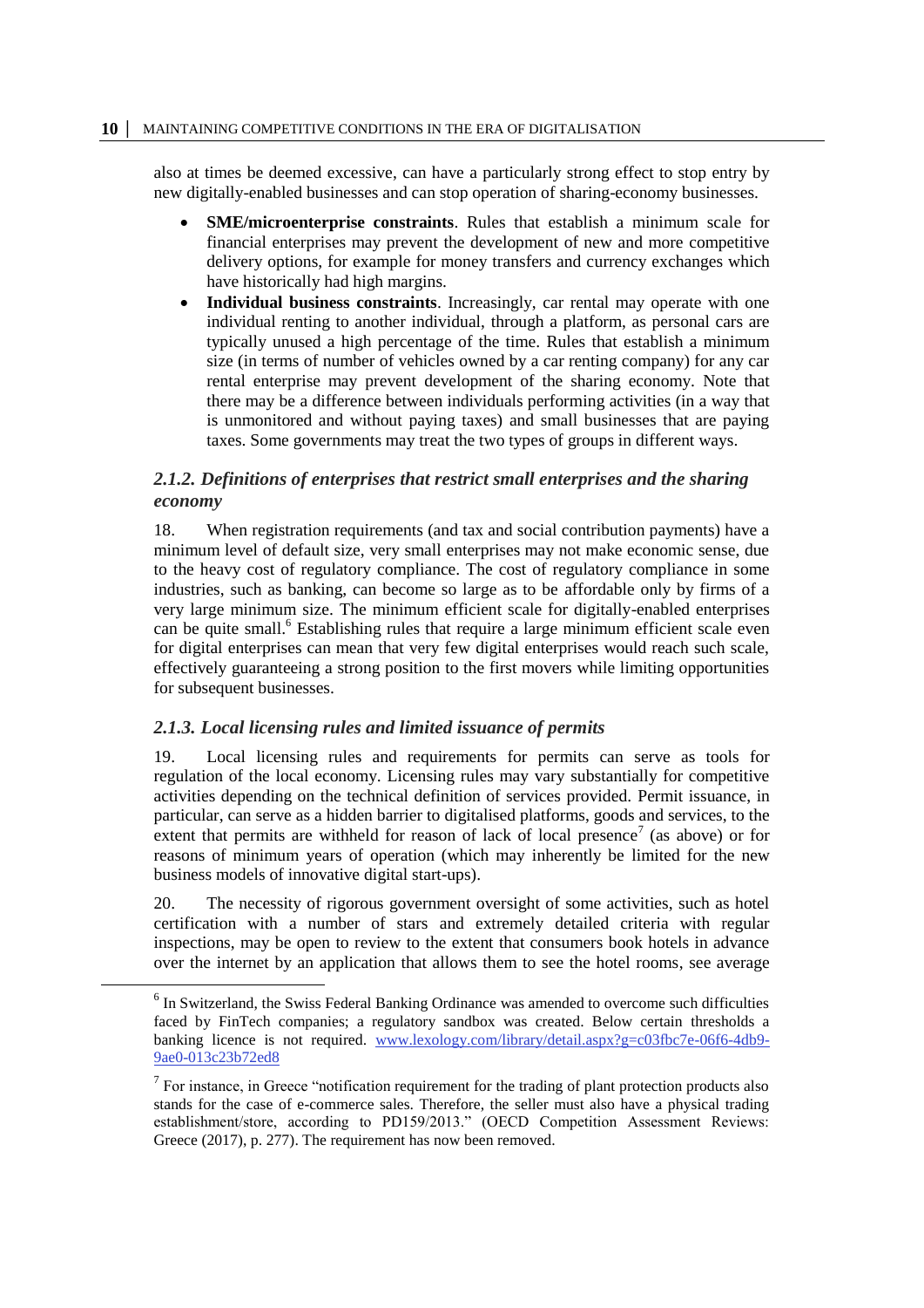also at times be deemed excessive, can have a particularly strong effect to stop entry by new digitally-enabled businesses and can stop operation of sharing-economy businesses.

- **SME/microenterprise constraints**. Rules that establish a minimum scale for financial enterprises may prevent the development of new and more competitive delivery options, for example for money transfers and currency exchanges which have historically had high margins.
- **Individual business constraints**. Increasingly, car rental may operate with one individual renting to another individual, through a platform, as personal cars are typically unused a high percentage of the time. Rules that establish a minimum size (in terms of number of vehicles owned by a car renting company) for any car rental enterprise may prevent development of the sharing economy. Note that there may be a difference between individuals performing activities (in a way that is unmonitored and without paying taxes) and small businesses that are paying taxes. Some governments may treat the two types of groups in different ways.

### *2.1.2. Definitions of enterprises that restrict small enterprises and the sharing economy*

18. When registration requirements (and tax and social contribution payments) have a minimum level of default size, very small enterprises may not make economic sense, due to the heavy cost of regulatory compliance. The cost of regulatory compliance in some industries, such as banking, can become so large as to be affordable only by firms of a very large minimum size. The minimum efficient scale for digitally-enabled enterprises can be quite small.[6] Establishing rules that require a large minimum efficient scale even for digital enterprises can mean that very few digital enterprises would reach such scale, effectively guaranteeing a strong position to the first movers while limiting opportunities for subsequent businesses.

### *2.1.3. Local licensing rules and limited issuance of permits*

19. Local licensing rules and requirements for permits can serve as tools for regulation of the local economy. Licensing rules may vary substantially for competitive activities depending on the technical definition of services provided. Permit issuance, in particular, can serve as a hidden barrier to digitalised platforms, goods and services, to the extent that permits are withheld for reason of lack of local presence[7] (as above) or for reasons of minimum years of operation (which may inherently be limited for the new business models of innovative digital start-ups).

20. The necessity of rigorous government oversight of some activities, such as hotel certification with a number of stars and extremely detailed criteria with regular inspections, may be open to review to the extent that consumers book hotels in advance over the internet by an application that allows them to see the hotel rooms, see average

---

[6] In Switzerland, the Swiss Federal Banking Ordinance was amended to overcome such difficulties faced by FinTech companies; a regulatory sandbox was created. Below certain thresholds a banking licence is not required. www.lexology.com/library/detail.aspx?g=c03fbc7e-06f6-4db9-9ae0-013c23b72ed8

[7] For instance, in Greece "notification requirement for the trading of plant protection products also stands for the case of e-commerce sales. Therefore, the seller must also have a physical trading establishment/store, according to PD159/2013." (OECD Competition Assessment Reviews: Greece (2017), p. 277). The requirement has now been removed.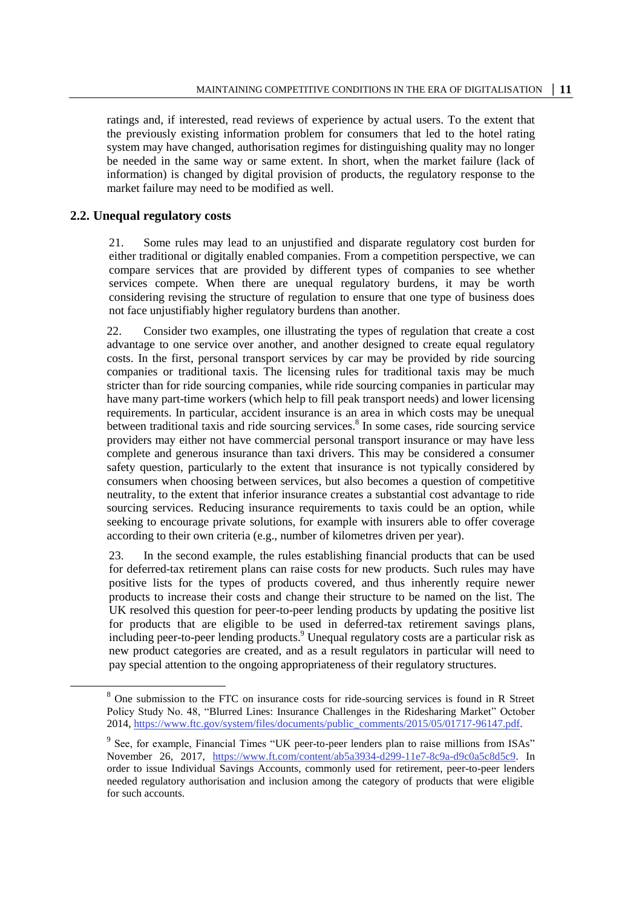ratings and, if interested, read reviews of experience by actual users. To the extent that the previously existing information problem for consumers that led to the hotel rating system may have changed, authorisation regimes for distinguishing quality may no longer be needed in the same way or same extent. In short, when the market failure (lack of information) is changed by digital provision of products, the regulatory response to the market failure may need to be modified as well.

### 2.2. Unequal regulatory costs

21. Some rules may lead to an unjustified and disparate regulatory cost burden for either traditional or digitally enabled companies. From a competition perspective, we can compare services that are provided by different types of companies to see whether services compete. When there are unequal regulatory burdens, it may be worth considering revising the structure of regulation to ensure that one type of business does not face unjustifiably higher regulatory burdens than another.

22. Consider two examples, one illustrating the types of regulation that create a cost advantage to one service over another, and another designed to create equal regulatory costs. In the first, personal transport services by car may be provided by ride sourcing companies or traditional taxis. The licensing rules for traditional taxis may be much stricter than for ride sourcing companies, while ride sourcing companies in particular may have many part-time workers (which help to fill peak transport needs) and lower licensing requirements. In particular, accident insurance is an area in which costs may be unequal between traditional taxis and ride sourcing services.[8] In some cases, ride sourcing service providers may either not have commercial personal transport insurance or may have less complete and generous insurance than taxi drivers. This may be considered a consumer safety question, particularly to the extent that insurance is not typically considered by consumers when choosing between services, but also becomes a question of competitive neutrality, to the extent that inferior insurance creates a substantial cost advantage to ride sourcing services. Reducing insurance requirements to taxis could be an option, while seeking to encourage private solutions, for example with insurers able to offer coverage according to their own criteria (e.g., number of kilometres driven per year).

23. In the second example, the rules establishing financial products that can be used for deferred-tax retirement plans can raise costs for new products. Such rules may have positive lists for the types of products covered, and thus inherently require newer products to increase their costs and change their structure to be named on the list. The UK resolved this question for peer-to-peer lending products by updating the positive list for products that are eligible to be used in deferred-tax retirement savings plans, including peer-to-peer lending products.[9] Unequal regulatory costs are a particular risk as new product categories are created, and as a result regulators in particular will need to pay special attention to the ongoing appropriateness of their regulatory structures.

---

[8] One submission to the FTC on insurance costs for ride-sourcing services is found in R Street Policy Study No. 48, "Blurred Lines: Insurance Challenges in the Ridesharing Market" October 2014, https://www.ftc.gov/system/files/documents/public_comments/2015/05/01717-96147.pdf.

[9] See, for example, Financial Times "UK peer-to-peer lenders plan to raise millions from ISAs" November 26, 2017, https://www.ft.com/content/ab5a3934-d299-11e7-8c9a-d9c0a5c8d5c9. In order to issue Individual Savings Accounts, commonly used for retirement, peer-to-peer lenders needed regulatory authorisation and inclusion among the category of products that were eligible for such accounts.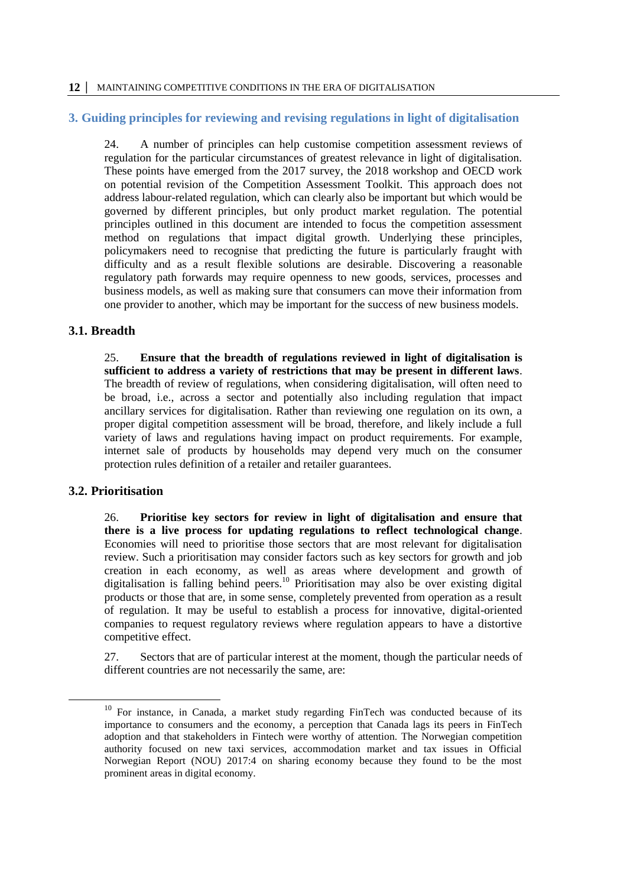## 3. Guiding principles for reviewing and revising regulations in light of digitalisation

24. A number of principles can help customise competition assessment reviews of regulation for the particular circumstances of greatest relevance in light of digitalisation. These points have emerged from the 2017 survey, the 2018 workshop and OECD work on potential revision of the Competition Assessment Toolkit. This approach does not address labour-related regulation, which can clearly also be important but which would be governed by different principles, but only product market regulation. The potential principles outlined in this document are intended to focus the competition assessment method on regulations that impact digital growth. Underlying these principles, policymakers need to recognise that predicting the future is particularly fraught with difficulty and as a result flexible solutions are desirable. Discovering a reasonable regulatory path forwards may require openness to new goods, services, processes and business models, as well as making sure that consumers can move their information from one provider to another, which may be important for the success of new business models.

### 3.1. Breadth

25. **Ensure that the breadth of regulations reviewed in light of digitalisation is sufficient to address a variety of restrictions that may be present in different laws**. The breadth of review of regulations, when considering digitalisation, will often need to be broad, i.e., across a sector and potentially also including regulation that impact ancillary services for digitalisation. Rather than reviewing one regulation on its own, a proper digital competition assessment will be broad, therefore, and likely include a full variety of laws and regulations having impact on product requirements. For example, internet sale of products by households may depend very much on the consumer protection rules definition of a retailer and retailer guarantees.

### 3.2. Prioritisation

26. **Prioritise key sectors for review in light of digitalisation and ensure that there is a live process for updating regulations to reflect technological change**. Economies will need to prioritise those sectors that are most relevant for digitalisation review. Such a prioritisation may consider factors such as key sectors for growth and job creation in each economy, as well as areas where development and growth of digitalisation is falling behind peers.[10] Prioritisation may also be over existing digital products or those that are, in some sense, completely prevented from operation as a result of regulation. It may be useful to establish a process for innovative, digital-oriented companies to request regulatory reviews where regulation appears to have a distortive competitive effect.

27. Sectors that are of particular interest at the moment, though the particular needs of different countries are not necessarily the same, are:

[10] For instance, in Canada, a market study regarding FinTech was conducted because of its importance to consumers and the economy, a perception that Canada lags its peers in FinTech adoption and that stakeholders in Fintech were worthy of attention. The Norwegian competition authority focused on new taxi services, accommodation market and tax issues in Official Norwegian Report (NOU) 2017:4 on sharing economy because they found to be the most prominent areas in digital economy.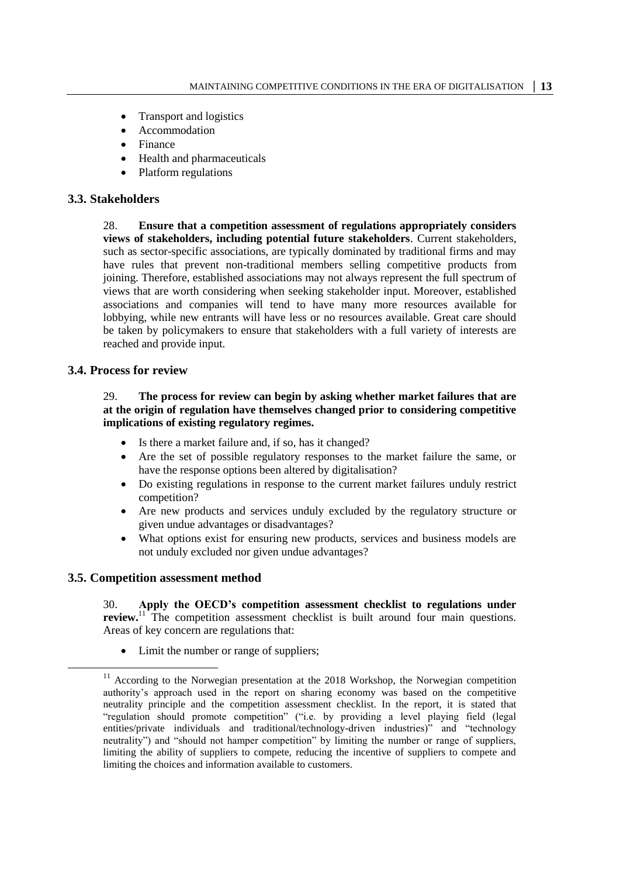- Transport and logistics
- Accommodation
- Finance
- Health and pharmaceuticals
- Platform regulations

### 3.3. Stakeholders

28. **Ensure that a competition assessment of regulations appropriately considers views of stakeholders, including potential future stakeholders**. Current stakeholders, such as sector-specific associations, are typically dominated by traditional firms and may have rules that prevent non-traditional members selling competitive products from joining. Therefore, established associations may not always represent the full spectrum of views that are worth considering when seeking stakeholder input. Moreover, established associations and companies will tend to have many more resources available for lobbying, while new entrants will have less or no resources available. Great care should be taken by policymakers to ensure that stakeholders with a full variety of interests are reached and provide input.

### 3.4. Process for review

29. **The process for review can begin by asking whether market failures that are at the origin of regulation have themselves changed prior to considering competitive implications of existing regulatory regimes.**

- Is there a market failure and, if so, has it changed?
- Are the set of possible regulatory responses to the market failure the same, or have the response options been altered by digitalisation?
- Do existing regulations in response to the current market failures unduly restrict competition?
- Are new products and services unduly excluded by the regulatory structure or given undue advantages or disadvantages?
- What options exist for ensuring new products, services and business models are not unduly excluded nor given undue advantages?

### 3.5. Competition assessment method

30. **Apply the OECD's competition assessment checklist to regulations under review.**[11] The competition assessment checklist is built around four main questions. Areas of key concern are regulations that:

- Limit the number or range of suppliers;

[11] According to the Norwegian presentation at the 2018 Workshop, the Norwegian competition authority's approach used in the report on sharing economy was based on the competitive neutrality principle and the competition assessment checklist. In the report, it is stated that "regulation should promote competition" ("i.e. by providing a level playing field (legal entities/private individuals and traditional/technology-driven industries)" and "technology neutrality") and "should not hamper competition" by limiting the number or range of suppliers, limiting the ability of suppliers to compete, reducing the incentive of suppliers to compete and limiting the choices and information available to customers.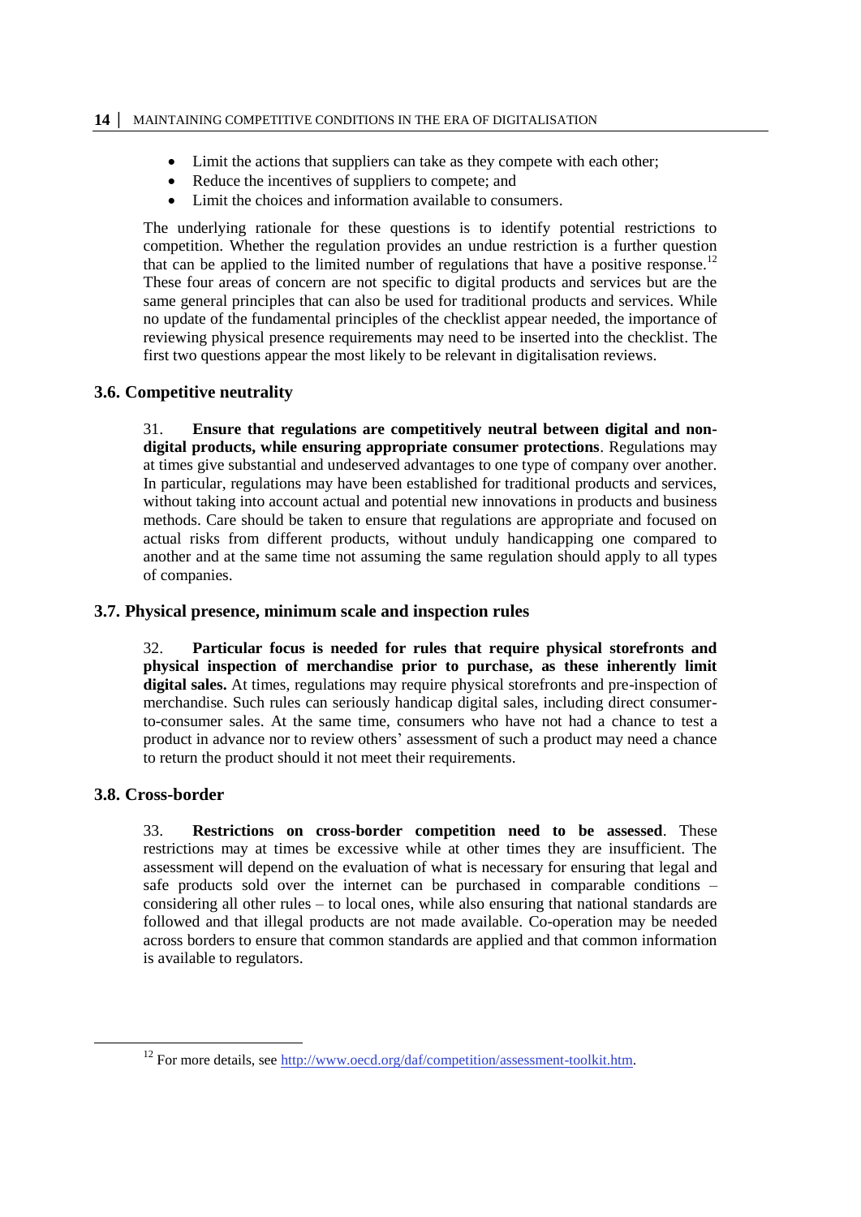- Limit the actions that suppliers can take as they compete with each other;
- Reduce the incentives of suppliers to compete; and
- Limit the choices and information available to consumers.

The underlying rationale for these questions is to identify potential restrictions to competition. Whether the regulation provides an undue restriction is a further question that can be applied to the limited number of regulations that have a positive response.[12] These four areas of concern are not specific to digital products and services but are the same general principles that can also be used for traditional products and services. While no update of the fundamental principles of the checklist appear needed, the importance of reviewing physical presence requirements may need to be inserted into the checklist. The first two questions appear the most likely to be relevant in digitalisation reviews.

### 3.6. Competitive neutrality

31. **Ensure that regulations are competitively neutral between digital and non-digital products, while ensuring appropriate consumer protections**. Regulations may at times give substantial and undeserved advantages to one type of company over another. In particular, regulations may have been established for traditional products and services, without taking into account actual and potential new innovations in products and business methods. Care should be taken to ensure that regulations are appropriate and focused on actual risks from different products, without unduly handicapping one compared to another and at the same time not assuming the same regulation should apply to all types of companies.

### 3.7. Physical presence, minimum scale and inspection rules

32. **Particular focus is needed for rules that require physical storefronts and physical inspection of merchandise prior to purchase, as these inherently limit digital sales.** At times, regulations may require physical storefronts and pre-inspection of merchandise. Such rules can seriously handicap digital sales, including direct consumer-to-consumer sales. At the same time, consumers who have not had a chance to test a product in advance nor to review others' assessment of such a product may need a chance to return the product should it not meet their requirements.

### 3.8. Cross-border

33. **Restrictions on cross-border competition need to be assessed**. These restrictions may at times be excessive while at other times they are insufficient. The assessment will depend on the evaluation of what is necessary for ensuring that legal and safe products sold over the internet can be purchased in comparable conditions – considering all other rules – to local ones, while also ensuring that national standards are followed and that illegal products are not made available. Co-operation may be needed across borders to ensure that common standards are applied and that common information is available to regulators.

[12] For more details, see http://www.oecd.org/daf/competition/assessment-toolkit.htm.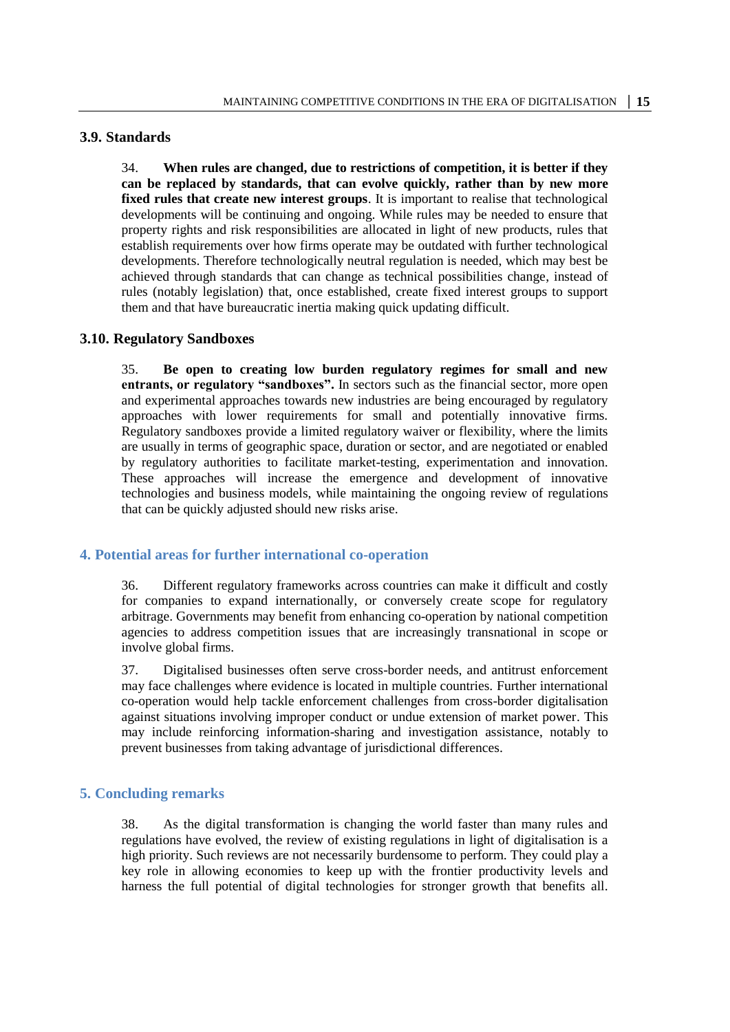### 3.9. Standards

34. **When rules are changed, due to restrictions of competition, it is better if they can be replaced by standards, that can evolve quickly, rather than by new more fixed rules that create new interest groups**. It is important to realise that technological developments will be continuing and ongoing. While rules may be needed to ensure that property rights and risk responsibilities are allocated in light of new products, rules that establish requirements over how firms operate may be outdated with further technological developments. Therefore technologically neutral regulation is needed, which may best be achieved through standards that can change as technical possibilities change, instead of rules (notably legislation) that, once established, create fixed interest groups to support them and that have bureaucratic inertia making quick updating difficult.

### 3.10. Regulatory Sandboxes

35. **Be open to creating low burden regulatory regimes for small and new entrants, or regulatory "sandboxes".** In sectors such as the financial sector, more open and experimental approaches towards new industries are being encouraged by regulatory approaches with lower requirements for small and potentially innovative firms. Regulatory sandboxes provide a limited regulatory waiver or flexibility, where the limits are usually in terms of geographic space, duration or sector, and are negotiated or enabled by regulatory authorities to facilitate market-testing, experimentation and innovation. These approaches will increase the emergence and development of innovative technologies and business models, while maintaining the ongoing review of regulations that can be quickly adjusted should new risks arise.

## 4. Potential areas for further international co-operation

36. Different regulatory frameworks across countries can make it difficult and costly for companies to expand internationally, or conversely create scope for regulatory arbitrage. Governments may benefit from enhancing co-operation by national competition agencies to address competition issues that are increasingly transnational in scope or involve global firms.

37. Digitalised businesses often serve cross-border needs, and antitrust enforcement may face challenges where evidence is located in multiple countries. Further international co-operation would help tackle enforcement challenges from cross-border digitalisation against situations involving improper conduct or undue extension of market power. This may include reinforcing information-sharing and investigation assistance, notably to prevent businesses from taking advantage of jurisdictional differences.

## 5. Concluding remarks

38. As the digital transformation is changing the world faster than many rules and regulations have evolved, the review of existing regulations in light of digitalisation is a high priority. Such reviews are not necessarily burdensome to perform. They could play a key role in allowing economies to keep up with the frontier productivity levels and harness the full potential of digital technologies for stronger growth that benefits all.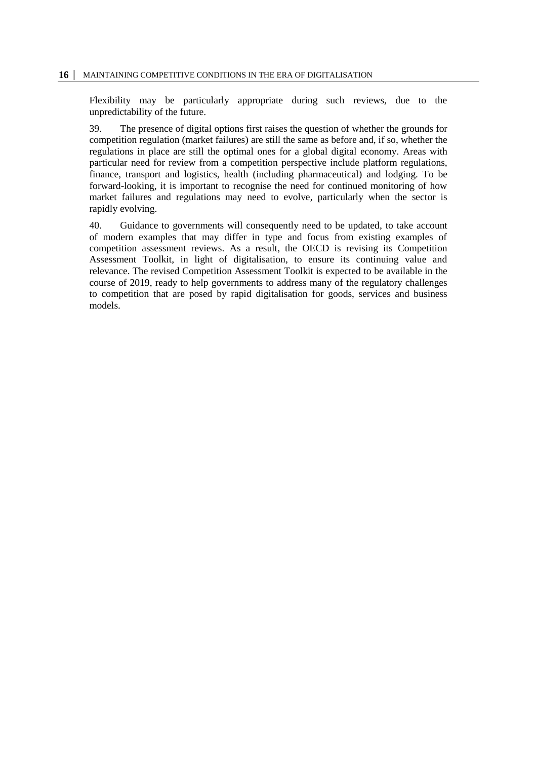Flexibility may be particularly appropriate during such reviews, due to the unpredictability of the future.

39. The presence of digital options first raises the question of whether the grounds for competition regulation (market failures) are still the same as before and, if so, whether the regulations in place are still the optimal ones for a global digital economy. Areas with particular need for review from a competition perspective include platform regulations, finance, transport and logistics, health (including pharmaceutical) and lodging. To be forward-looking, it is important to recognise the need for continued monitoring of how market failures and regulations may need to evolve, particularly when the sector is rapidly evolving.

40. Guidance to governments will consequently need to be updated, to take account of modern examples that may differ in type and focus from existing examples of competition assessment reviews. As a result, the OECD is revising its Competition Assessment Toolkit, in light of digitalisation, to ensure its continuing value and relevance. The revised Competition Assessment Toolkit is expected to be available in the course of 2019, ready to help governments to address many of the regulatory challenges to competition that are posed by rapid digitalisation for goods, services and business models.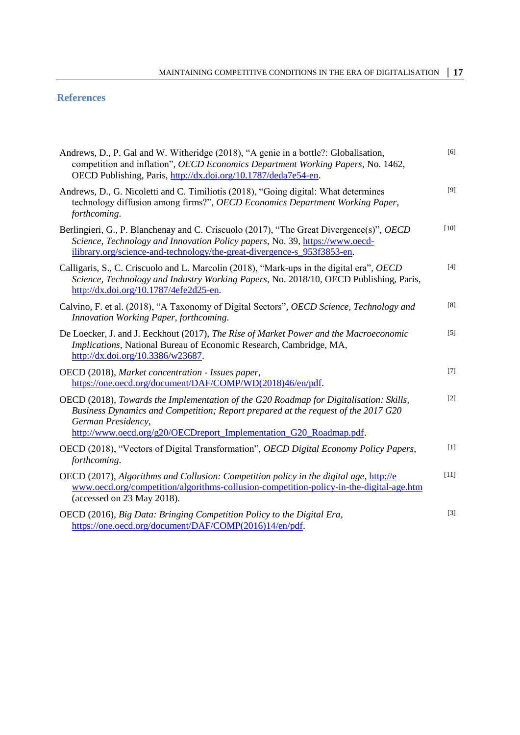## References

Andrews, D., P. Gal and W. Witheridge (2018), "A genie in a bottle?: Globalisation, competition and inflation", *OECD Economics Department Working Papers*, No. 1462, OECD Publishing, Paris, http://dx.doi.org/10.1787/deda7e54-en. [6]

Andrews, D., G. Nicoletti and C. Timiliotis (2018), "Going digital: What determines technology diffusion among firms?", *OECD Economics Department Working Paper*, *forthcoming*. [9]

Berlingieri, G., P. Blanchenay and C. Criscuolo (2017), "The Great Divergence(s)", *OECD Science, Technology and Innovation Policy papers*, No. 39, https://www.oecd-ilibrary.org/science-and-technology/the-great-divergence-s_953f3853-en. [10]

Calligaris, S., C. Criscuolo and L. Marcolin (2018), "Mark-ups in the digital era", *OECD Science, Technology and Industry Working Papers*, No. 2018/10, OECD Publishing, Paris, http://dx.doi.org/10.1787/4efe2d25-en. [4]

Calvino, F. et al. (2018), "A Taxonomy of Digital Sectors", *OECD Science, Technology and Innovation Working Paper*, *forthcoming*. [8]

De Loecker, J. and J. Eeckhout (2017), *The Rise of Market Power and the Macroeconomic Implications*, National Bureau of Economic Research, Cambridge, MA, http://dx.doi.org/10.3386/w23687. [5]

OECD (2018), *Market concentration - Issues paper*, https://one.oecd.org/document/DAF/COMP/WD(2018)46/en/pdf. [7]

OECD (2018), *Towards the Implementation of the G20 Roadmap for Digitalisation: Skills, Business Dynamics and Competition; Report prepared at the request of the 2017 G20 German Presidency*, http://www.oecd.org/g20/OECDreport_Implementation_G20_Roadmap.pdf. [2]

OECD (2018), "Vectors of Digital Transformation", *OECD Digital Economy Policy Papers*, *forthcoming*. [1]

OECD (2017), *Algorithms and Collusion: Competition policy in the digital age*, http://e www.oecd.org/competition/algorithms-collusion-competition-policy-in-the-digital-age.htm (accessed on 23 May 2018). [11]

OECD (2016), *Big Data: Bringing Competition Policy to the Digital Era*, https://one.oecd.org/document/DAF/COMP(2016)14/en/pdf. [3]